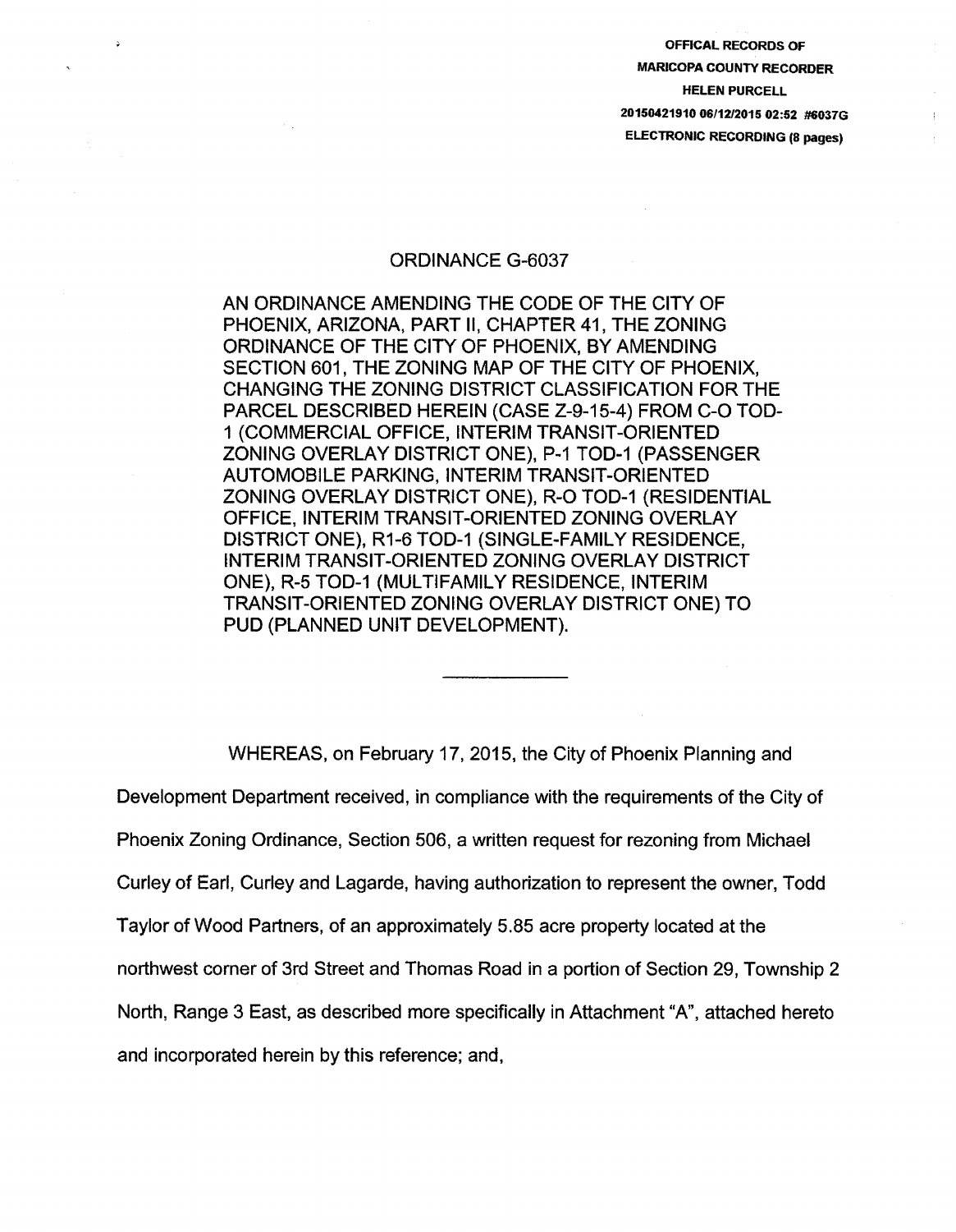OFFICAL RECORDS OF
MARICOPA COUNTY RECORDER
HELEN PURCELL
20150421910 06/12/2015 02:52 #6037G
ELECTRONIC RECORDING (8 pages)

# ORDINANCE G-6037

AN ORDINANCE AMENDING THE CODE OF THE CITY OF PHOENIX, ARIZONA, PART II, CHAPTER 41, THE ZONING ORDINANCE OF THE CITY OF PHOENIX, BY AMENDING SECTION 601, THE ZONING MAP OF THE CITY OF PHOENIX, CHANGING THE ZONING DISTRICT CLASSIFICATION FOR THE PARCEL DESCRIBED HEREIN (CASE Z-9-15-4) FROM C-O TOD-1 (COMMERCIAL OFFICE, INTERIM TRANSIT-ORIENTED ZONING OVERLAY DISTRICT ONE), P-1 TOD-1 (PASSENGER AUTOMOBILE PARKING, INTERIM TRANSIT-ORIENTED ZONING OVERLAY DISTRICT ONE), R-O TOD-1 (RESIDENTIAL OFFICE, INTERIM TRANSIT-ORIENTED ZONING OVERLAY DISTRICT ONE), R1-6 TOD-1 (SINGLE-FAMILY RESIDENCE, INTERIM TRANSIT-ORIENTED ZONING OVERLAY DISTRICT ONE), R-5 TOD-1 (MULTIFAMILY RESIDENCE, INTERIM TRANSIT-ORIENTED ZONING OVERLAY DISTRICT ONE) TO PUD (PLANNED UNIT DEVELOPMENT).

---

WHEREAS, on February 17, 2015, the City of Phoenix Planning and Development Department received, in compliance with the requirements of the City of Phoenix Zoning Ordinance, Section 506, a written request for rezoning from Michael Curley of Earl, Curley and Lagarde, having authorization to represent the owner, Todd Taylor of Wood Partners, of an approximately 5.85 acre property located at the northwest corner of 3rd Street and Thomas Road in a portion of Section 29, Township 2 North, Range 3 East, as described more specifically in Attachment "A", attached hereto and incorporated herein by this reference; and,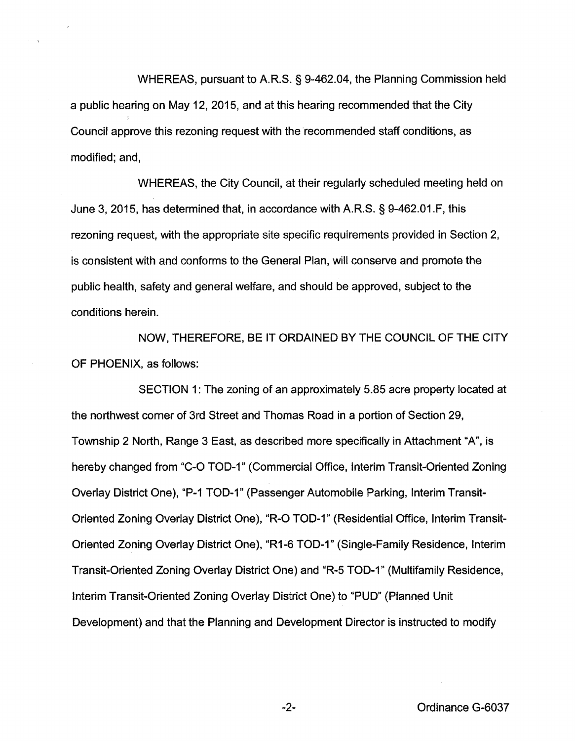WHEREAS, pursuant to A.R.S. § 9-462.04, the Planning Commission held a public hearing on May 12, 2015, and at this hearing recommended that the City Council approve this rezoning request with the recommended staff conditions, as modified; and,

WHEREAS, the City Council, at their regularly scheduled meeting held on June 3, 2015, has determined that, in accordance with A.R.S. § 9-462.01.F, this rezoning request, with the appropriate site specific requirements provided in Section 2, is consistent with and conforms to the General Plan, will conserve and promote the public health, safety and general welfare, and should be approved, subject to the conditions herein.

NOW, THEREFORE, BE IT ORDAINED BY THE COUNCIL OF THE CITY OF PHOENIX, as follows:

SECTION 1: The zoning of an approximately 5.85 acre property located at the northwest corner of 3rd Street and Thomas Road in a portion of Section 29, Township 2 North, Range 3 East, as described more specifically in Attachment "A", is hereby changed from "C-O TOD-1" (Commercial Office, Interim Transit-Oriented Zoning Overlay District One), "P-1 TOD-1" (Passenger Automobile Parking, Interim Transit-Oriented Zoning Overlay District One), "R-O TOD-1" (Residential Office, Interim Transit-Oriented Zoning Overlay District One), "R1-6 TOD-1" (Single-Family Residence, Interim Transit-Oriented Zoning Overlay District One) and "R-5 TOD-1" (Multifamily Residence, Interim Transit-Oriented Zoning Overlay District One) to "PUD" (Planned Unit Development) and that the Planning and Development Director is instructed to modify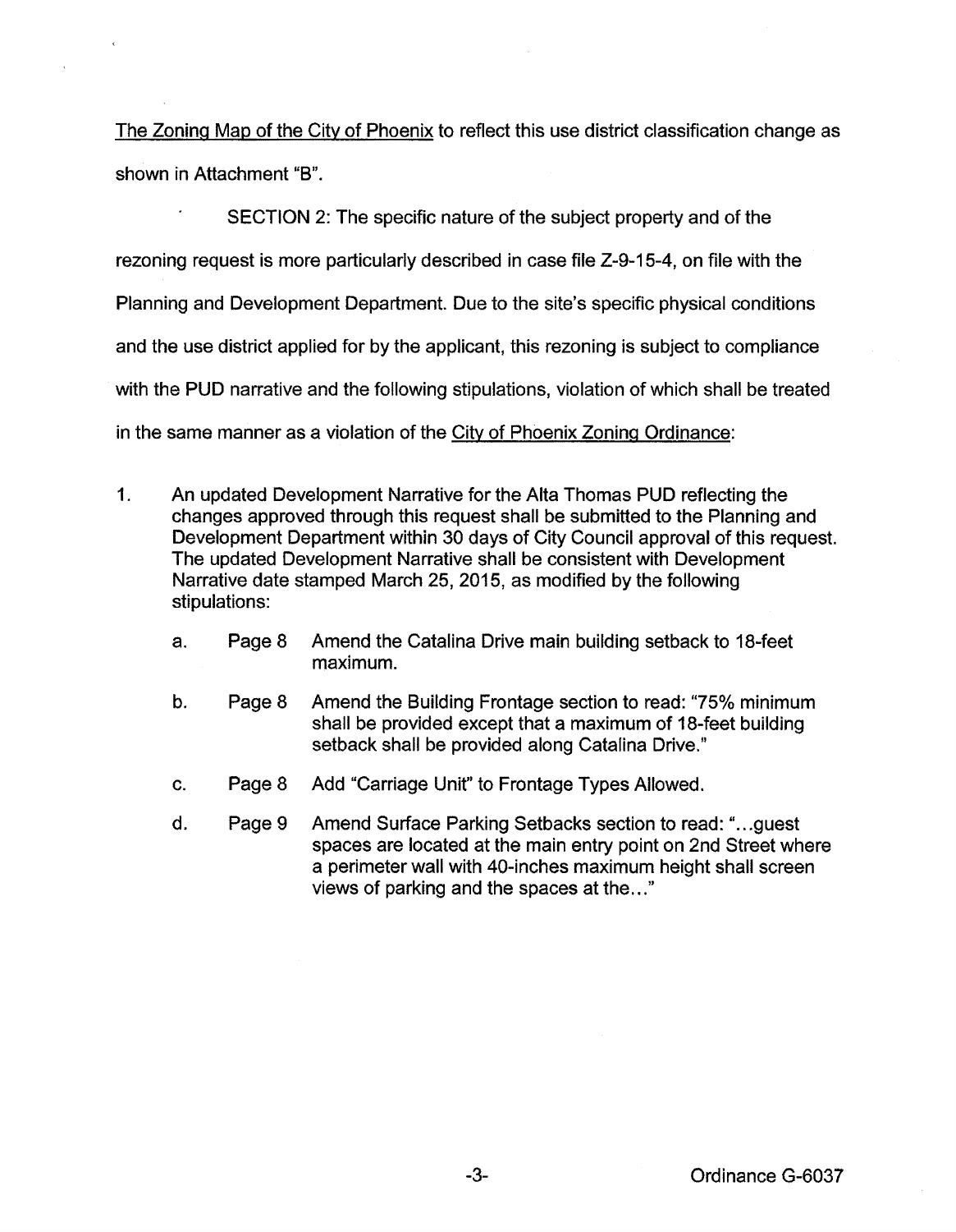The Zoning Map of the City of Phoenix to reflect this use district classification change as shown in Attachment "B".

SECTION 2: The specific nature of the subject property and of the rezoning request is more particularly described in case file Z-9-15-4, on file with the Planning and Development Department. Due to the site's specific physical conditions and the use district applied for by the applicant, this rezoning is subject to compliance with the PUD narrative and the following stipulations, violation of which shall be treated in the same manner as a violation of the City of Phoenix Zoning Ordinance:

1. An updated Development Narrative for the Alta Thomas PUD reflecting the changes approved through this request shall be submitted to the Planning and Development Department within 30 days of City Council approval of this request. The updated Development Narrative shall be consistent with Development Narrative date stamped March 25, 2015, as modified by the following stipulations:

    a. Page 8 Amend the Catalina Drive main building setback to 18-feet maximum.

    b. Page 8 Amend the Building Frontage section to read: "75% minimum shall be provided except that a maximum of 18-feet building setback shall be provided along Catalina Drive."

    c. Page 8 Add "Carriage Unit" to Frontage Types Allowed.

    d. Page 9 Amend Surface Parking Setbacks section to read: "...guest spaces are located at the main entry point on 2nd Street where a perimeter wall with 40-inches maximum height shall screen views of parking and the spaces at the..."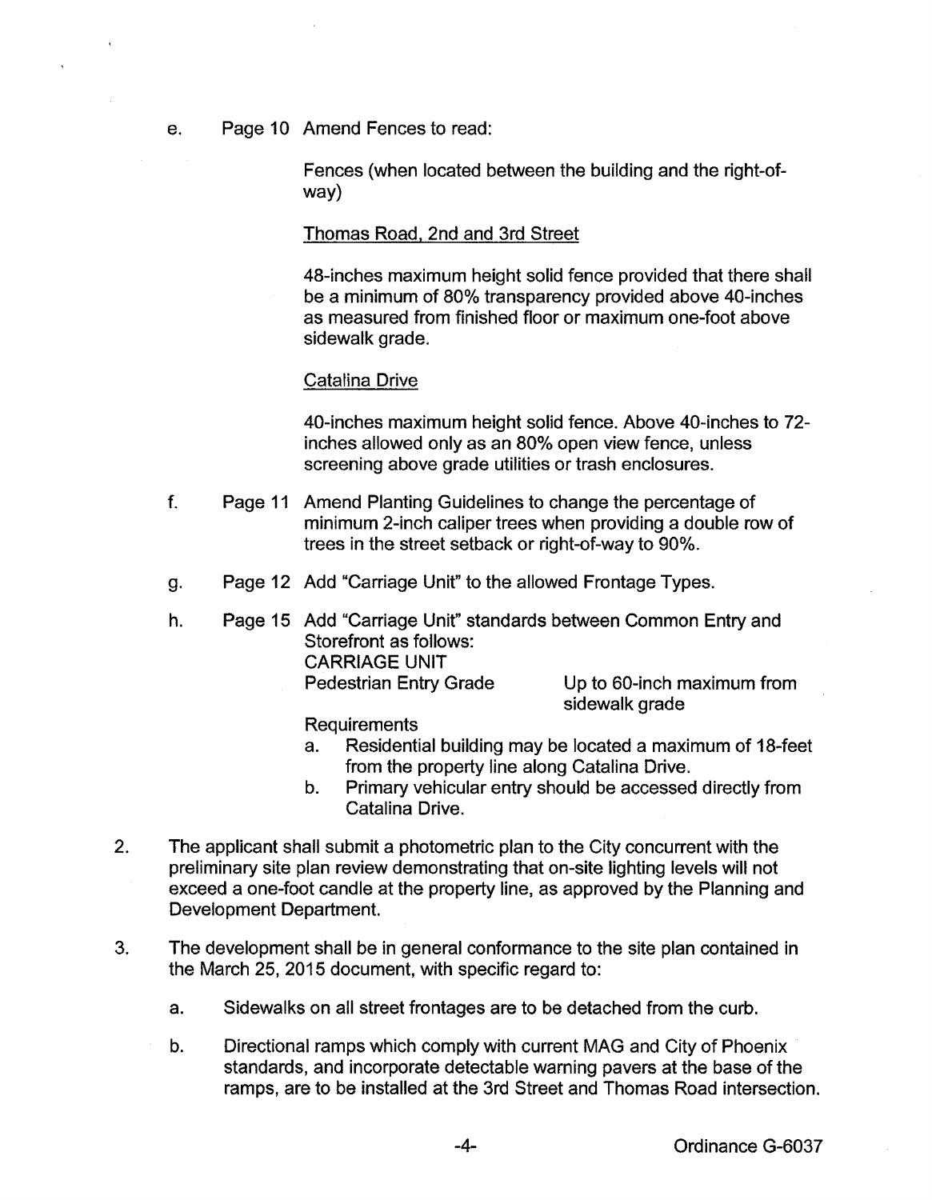e. Page 10 Amend Fences to read:

Fences (when located between the building and the right-of-way)

<u>Thomas Road, 2nd and 3rd Street</u>

48-inches maximum height solid fence provided that there shall be a minimum of 80% transparency provided above 40-inches as measured from finished floor or maximum one-foot above sidewalk grade.

<u>Catalina Drive</u>

40-inches maximum height solid fence. Above 40-inches to 72-inches allowed only as an 80% open view fence, unless screening above grade utilities or trash enclosures.

f. Page 11 Amend Planting Guidelines to change the percentage of minimum 2-inch caliper trees when providing a double row of trees in the street setback or right-of-way to 90%.

g. Page 12 Add "Carriage Unit" to the allowed Frontage Types.

h. Page 15 Add "Carriage Unit" standards between Common Entry and Storefront as follows:

CARRIAGE UNIT

Pedestrian Entry Grade — Up to 60-inch maximum from sidewalk grade

Requirements

a. Residential building may be located a maximum of 18-feet from the property line along Catalina Drive.
b. Primary vehicular entry should be accessed directly from Catalina Drive.

2. The applicant shall submit a photometric plan to the City concurrent with the preliminary site plan review demonstrating that on-site lighting levels will not exceed a one-foot candle at the property line, as approved by the Planning and Development Department.

3. The development shall be in general conformance to the site plan contained in the March 25, 2015 document, with specific regard to:

   a. Sidewalks on all street frontages are to be detached from the curb.

   b. Directional ramps which comply with current MAG and City of Phoenix standards, and incorporate detectable warning pavers at the base of the ramps, are to be installed at the 3rd Street and Thomas Road intersection.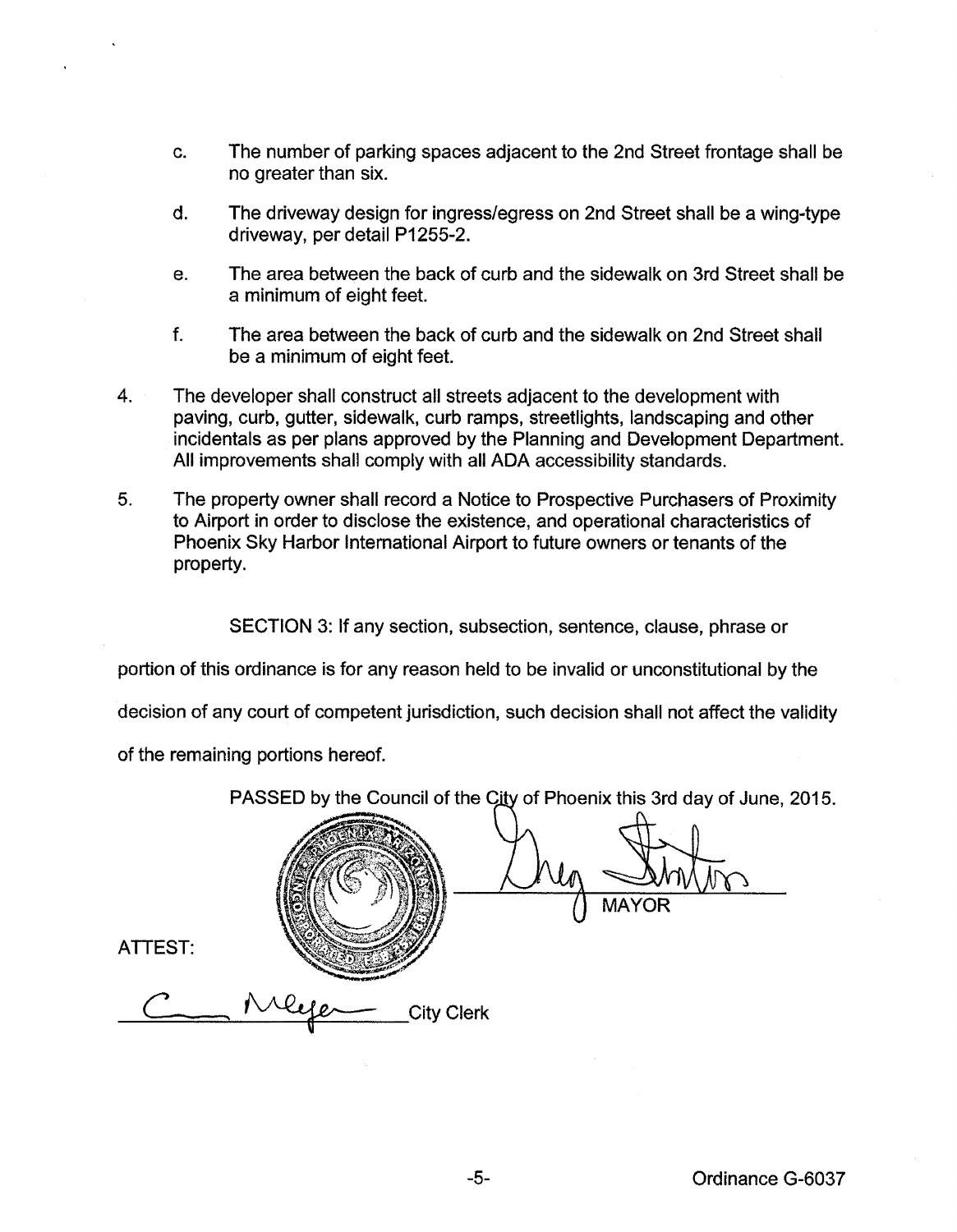c. The number of parking spaces adjacent to the 2nd Street frontage shall be no greater than six.

d. The driveway design for ingress/egress on 2nd Street shall be a wing-type driveway, per detail P1255-2.

e. The area between the back of curb and the sidewalk on 3rd Street shall be a minimum of eight feet.

f. The area between the back of curb and the sidewalk on 2nd Street shall be a minimum of eight feet.

4. The developer shall construct all streets adjacent to the development with paving, curb, gutter, sidewalk, curb ramps, streetlights, landscaping and other incidentals as per plans approved by the Planning and Development Department. All improvements shall comply with all ADA accessibility standards.

5. The property owner shall record a Notice to Prospective Purchasers of Proximity to Airport in order to disclose the existence, and operational characteristics of Phoenix Sky Harbor International Airport to future owners or tenants of the property.

SECTION 3: If any section, subsection, sentence, clause, phrase or portion of this ordinance is for any reason held to be invalid or unconstitutional by the decision of any court of competent jurisdiction, such decision shall not affect the validity of the remaining portions hereof.

PASSED by the Council of the City of Phoenix this 3rd day of June, 2015.

MAYOR

ATTEST:

City Clerk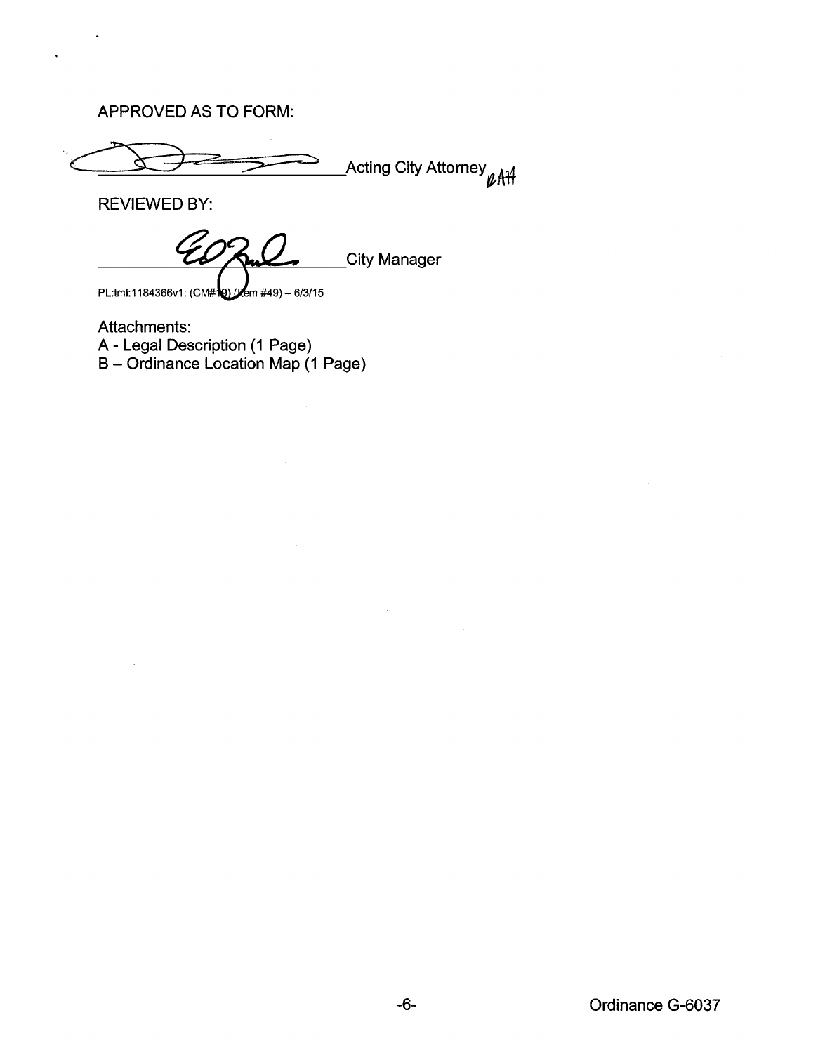APPROVED AS TO FORM:

\_\_\_\_\_\_\_\_\_\_\_\_\_\_\_\_\_\_\_\_\_\_\_\_\_\_\_\_\_\_Acting City Attorney RAH

REVIEWED BY:

\_\_\_\_\_\_\_\_\_\_\_\_\_\_\_\_\_\_\_\_\_\_\_\_\_\_\_\_\_\_City Manager

PL:tml:1184366v1: (CM#19) (Item #49) – 6/3/15

Attachments:
A - Legal Description (1 Page)
B – Ordinance Location Map (1 Page)

Ordinance G-6037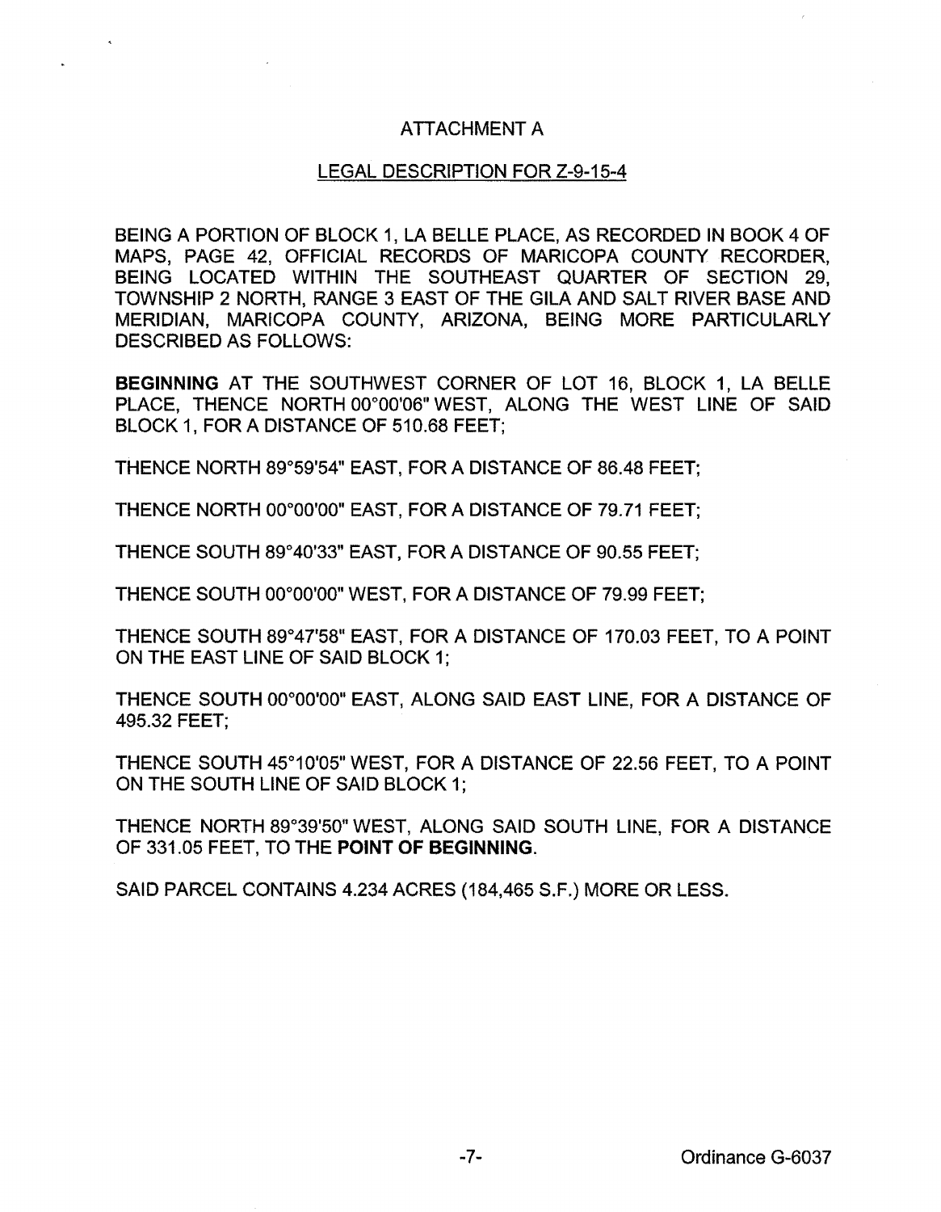# ATTACHMENT A

## LEGAL DESCRIPTION FOR Z-9-15-4

BEING A PORTION OF BLOCK 1, LA BELLE PLACE, AS RECORDED IN BOOK 4 OF MAPS, PAGE 42, OFFICIAL RECORDS OF MARICOPA COUNTY RECORDER, BEING LOCATED WITHIN THE SOUTHEAST QUARTER OF SECTION 29, TOWNSHIP 2 NORTH, RANGE 3 EAST OF THE GILA AND SALT RIVER BASE AND MERIDIAN, MARICOPA COUNTY, ARIZONA, BEING MORE PARTICULARLY DESCRIBED AS FOLLOWS:

**BEGINNING** AT THE SOUTHWEST CORNER OF LOT 16, BLOCK 1, LA BELLE PLACE, THENCE NORTH 00°00'06" WEST, ALONG THE WEST LINE OF SAID BLOCK 1, FOR A DISTANCE OF 510.68 FEET;

THENCE NORTH 89°59'54" EAST, FOR A DISTANCE OF 86.48 FEET;

THENCE NORTH 00°00'00" EAST, FOR A DISTANCE OF 79.71 FEET;

THENCE SOUTH 89°40'33" EAST, FOR A DISTANCE OF 90.55 FEET;

THENCE SOUTH 00°00'00" WEST, FOR A DISTANCE OF 79.99 FEET;

THENCE SOUTH 89°47'58" EAST, FOR A DISTANCE OF 170.03 FEET, TO A POINT ON THE EAST LINE OF SAID BLOCK 1;

THENCE SOUTH 00°00'00" EAST, ALONG SAID EAST LINE, FOR A DISTANCE OF 495.32 FEET;

THENCE SOUTH 45°10'05" WEST, FOR A DISTANCE OF 22.56 FEET, TO A POINT ON THE SOUTH LINE OF SAID BLOCK 1;

THENCE NORTH 89°39'50" WEST, ALONG SAID SOUTH LINE, FOR A DISTANCE OF 331.05 FEET, TO THE **POINT OF BEGINNING**.

SAID PARCEL CONTAINS 4.234 ACRES (184,465 S.F.) MORE OR LESS.

Ordinance G-6037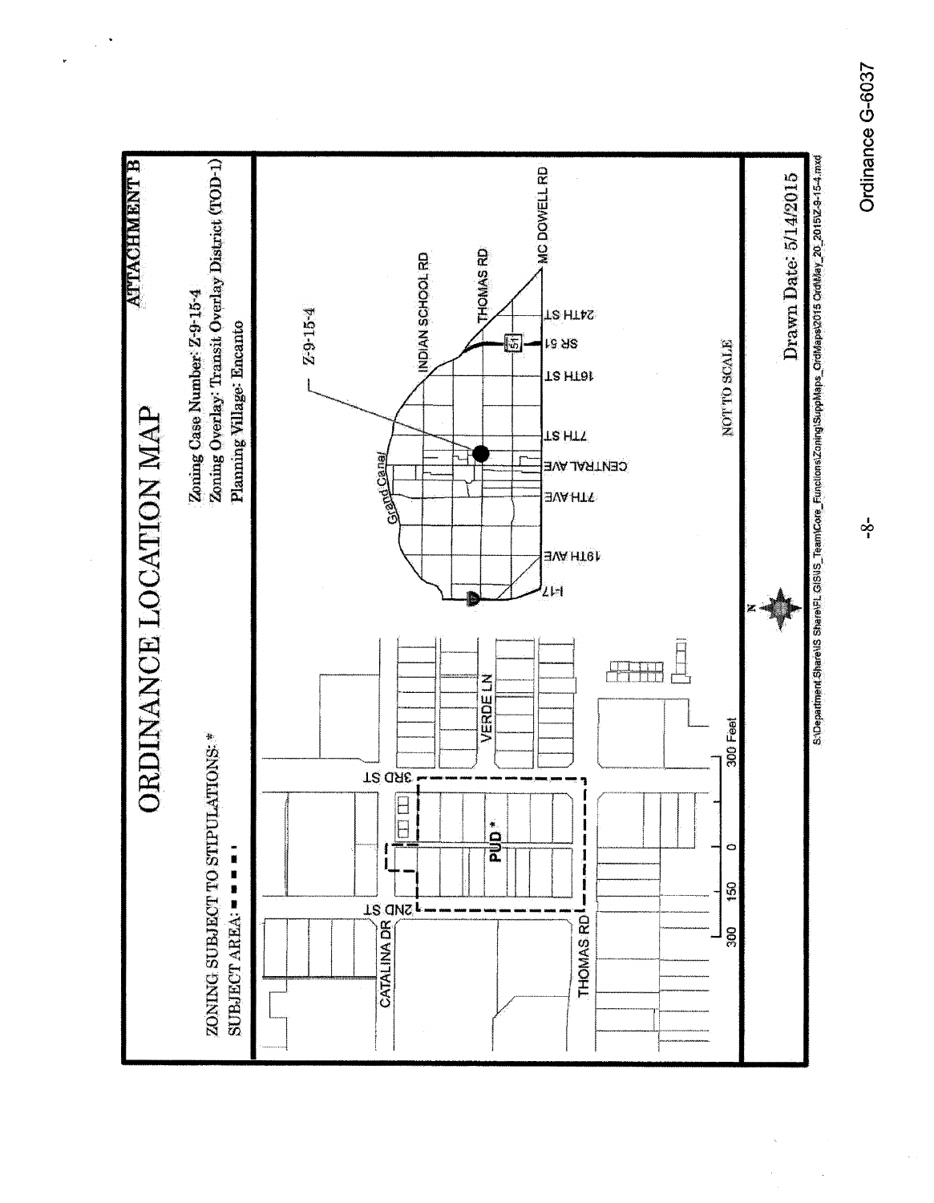# ORDINANCE LOCATION MAP

**ATTACHMENT B**

ZONING SUBJECT TO STIPULATIONS: *

SUBJECT AREA: ■ ■ ■ ■ ■

Zoning Case Number: Z-9-15-4

Zoning Overlay: Transit Overlay District (TOD-1)

Planning Village: Encanto

CATALINA DR

2ND ST

3RD ST

VERDE LN

THOMAS RD

PUD *

300 150 0 300 Feet

Z-9-15-4

Grand Canal

INDIAN SCHOOL RD

THOMAS RD

MC DOWELL RD

I-17

19TH AVE

7TH AVE

CENTRAL AVE

7TH ST

16TH ST

SR 51

24TH ST

51

NOT TO SCALE

N

Drawn Date: 5/14/2015

S:\Department Share\IS Share\PL GIS\IS_Team\Core_Functions\Zoning\SuppMaps_OrdMaps\2015 Ord\May_20_2015\Z-9-15-4.mxd

-8-

Ordinance G-6037